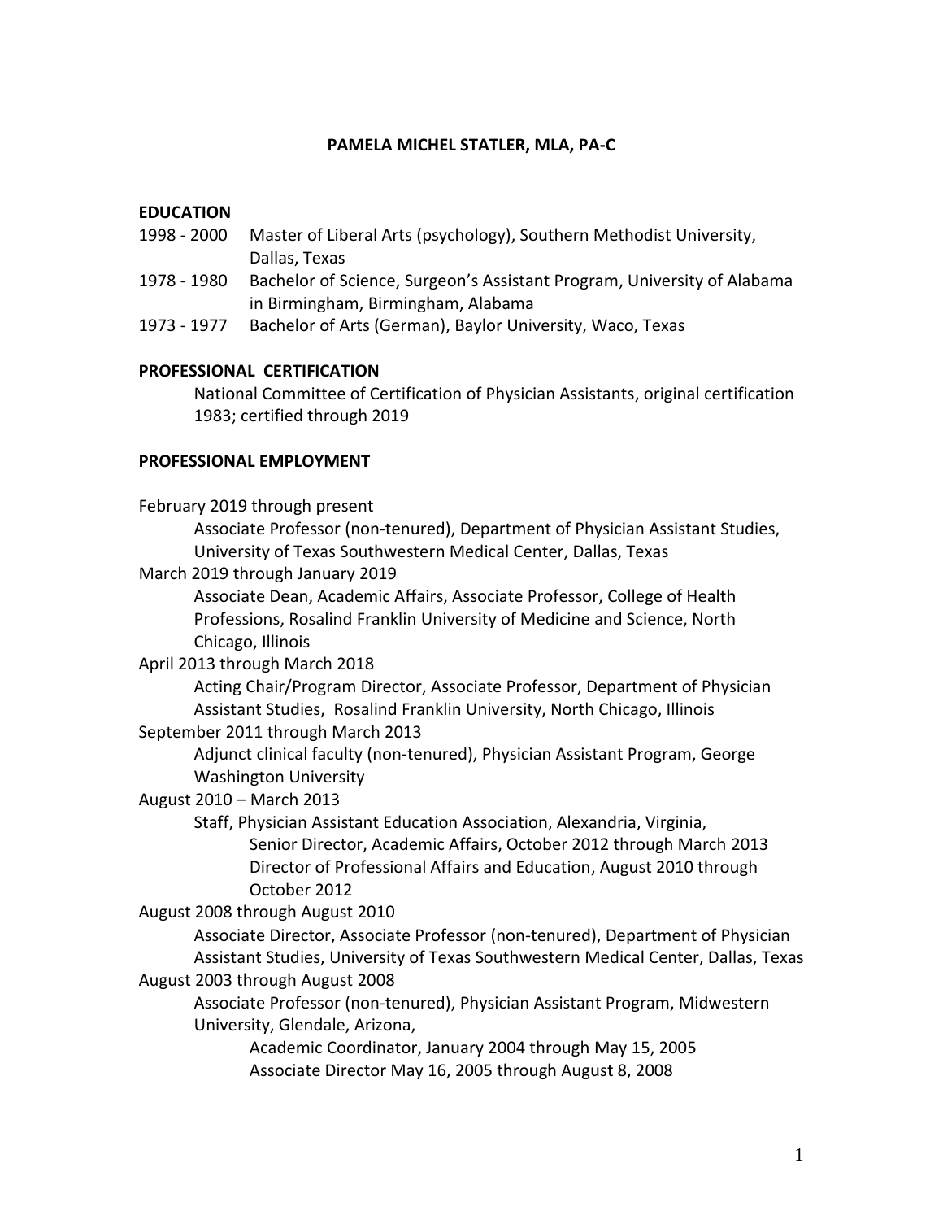# PAMELA MICHEL STATLER, MLA, PA-C

## EDUCATION

1998 - 2000 Master of Liberal Arts (psychology), Southern Methodist University, Dallas, Texas

1978 - 1980 Bachelor of Science, Surgeon's Assistant Program, University of Alabama in Birmingham, Birmingham, Alabama

1973 - 1977 Bachelor of Arts (German), Baylor University, Waco, Texas

## PROFESSIONAL CERTIFICATION

National Committee of Certification of Physician Assistants, original certification 1983; certified through 2019

## PROFESSIONAL EMPLOYMENT

February 2019 through present
- Associate Professor (non-tenured), Department of Physician Assistant Studies, University of Texas Southwestern Medical Center, Dallas, Texas

March 2019 through January 2019
- Associate Dean, Academic Affairs, Associate Professor, College of Health Professions, Rosalind Franklin University of Medicine and Science, North Chicago, Illinois

April 2013 through March 2018
- Acting Chair/Program Director, Associate Professor, Department of Physician Assistant Studies, Rosalind Franklin University, North Chicago, Illinois

September 2011 through March 2013
- Adjunct clinical faculty (non-tenured), Physician Assistant Program, George Washington University

August 2010 – March 2013
- Staff, Physician Assistant Education Association, Alexandria, Virginia,
  - Senior Director, Academic Affairs, October 2012 through March 2013
  - Director of Professional Affairs and Education, August 2010 through October 2012

August 2008 through August 2010
- Associate Director, Associate Professor (non-tenured), Department of Physician Assistant Studies, University of Texas Southwestern Medical Center, Dallas, Texas

August 2003 through August 2008
- Associate Professor (non-tenured), Physician Assistant Program, Midwestern University, Glendale, Arizona,
  - Academic Coordinator, January 2004 through May 15, 2005
  - Associate Director May 16, 2005 through August 8, 2008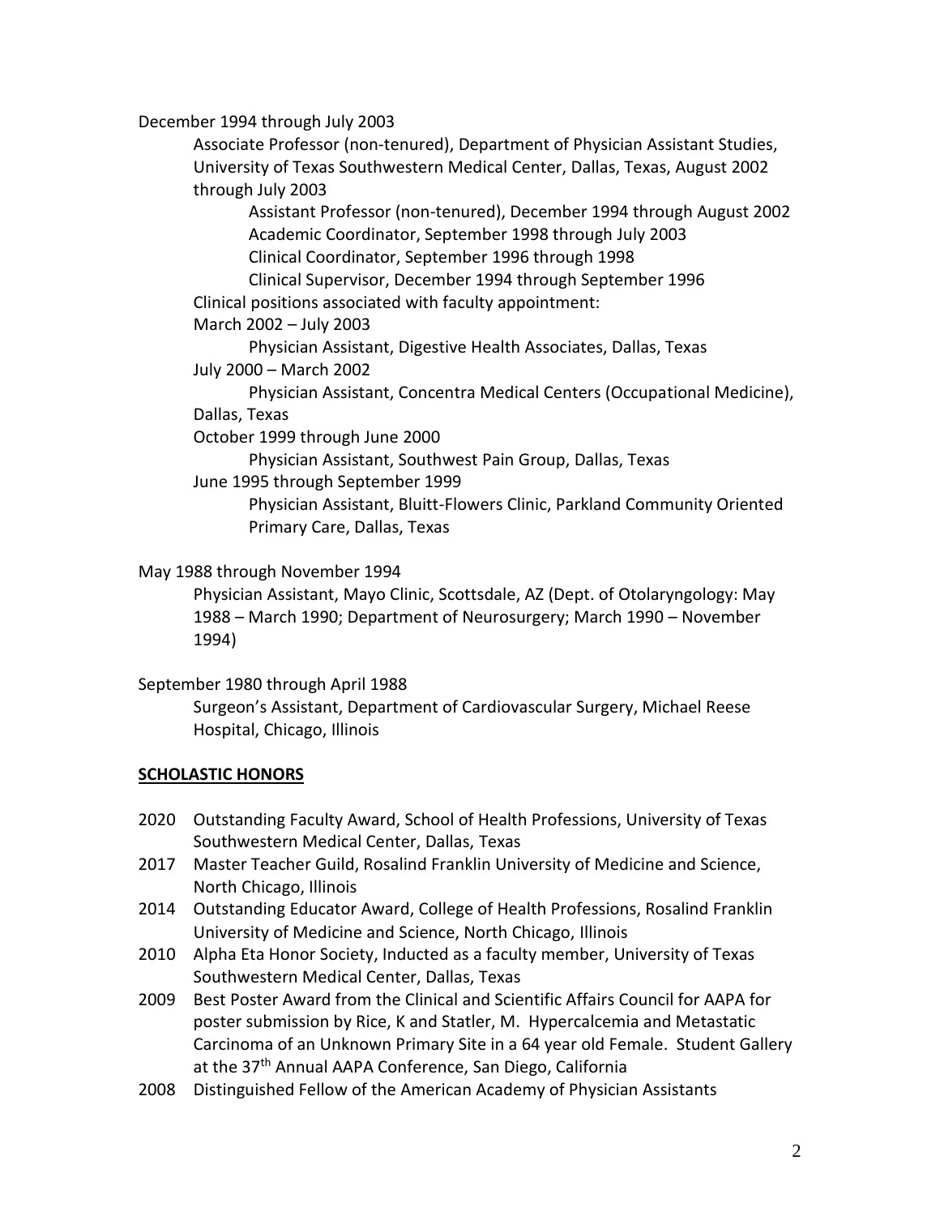December 1994 through July 2003

Associate Professor (non-tenured), Department of Physician Assistant Studies, University of Texas Southwestern Medical Center, Dallas, Texas, August 2002 through July 2003

Assistant Professor (non-tenured), December 1994 through August 2002

Academic Coordinator, September 1998 through July 2003

Clinical Coordinator, September 1996 through 1998

Clinical Supervisor, December 1994 through September 1996

Clinical positions associated with faculty appointment:

March 2002 – July 2003

Physician Assistant, Digestive Health Associates, Dallas, Texas

July 2000 – March 2002

Physician Assistant, Concentra Medical Centers (Occupational Medicine), Dallas, Texas

October 1999 through June 2000

Physician Assistant, Southwest Pain Group, Dallas, Texas

June 1995 through September 1999

Physician Assistant, Bluitt-Flowers Clinic, Parkland Community Oriented Primary Care, Dallas, Texas

May 1988 through November 1994

Physician Assistant, Mayo Clinic, Scottsdale, AZ (Dept. of Otolaryngology: May 1988 – March 1990; Department of Neurosurgery; March 1990 – November 1994)

September 1980 through April 1988

Surgeon's Assistant, Department of Cardiovascular Surgery, Michael Reese Hospital, Chicago, Illinois

## SCHOLASTIC HONORS

- 2020 Outstanding Faculty Award, School of Health Professions, University of Texas Southwestern Medical Center, Dallas, Texas
- 2017 Master Teacher Guild, Rosalind Franklin University of Medicine and Science, North Chicago, Illinois
- 2014 Outstanding Educator Award, College of Health Professions, Rosalind Franklin University of Medicine and Science, North Chicago, Illinois
- 2010 Alpha Eta Honor Society, Inducted as a faculty member, University of Texas Southwestern Medical Center, Dallas, Texas
- 2009 Best Poster Award from the Clinical and Scientific Affairs Council for AAPA for poster submission by Rice, K and Statler, M. Hypercalcemia and Metastatic Carcinoma of an Unknown Primary Site in a 64 year old Female. Student Gallery at the 37th Annual AAPA Conference, San Diego, California
- 2008 Distinguished Fellow of the American Academy of Physician Assistants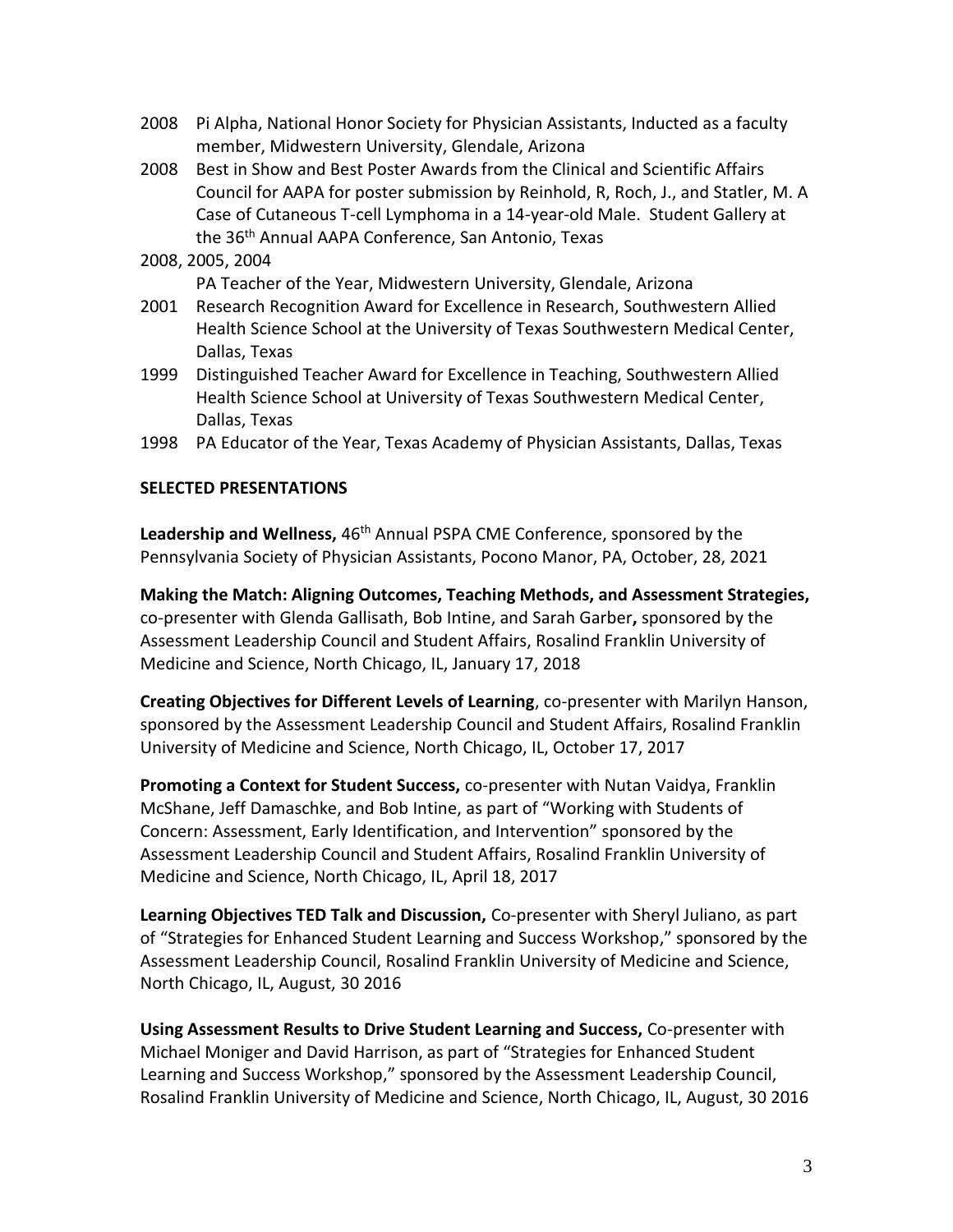2008 Pi Alpha, National Honor Society for Physician Assistants, Inducted as a faculty member, Midwestern University, Glendale, Arizona

2008 Best in Show and Best Poster Awards from the Clinical and Scientific Affairs Council for AAPA for poster submission by Reinhold, R, Roch, J., and Statler, M. A Case of Cutaneous T-cell Lymphoma in a 14-year-old Male. Student Gallery at the 36th Annual AAPA Conference, San Antonio, Texas

2008, 2005, 2004
PA Teacher of the Year, Midwestern University, Glendale, Arizona

2001 Research Recognition Award for Excellence in Research, Southwestern Allied Health Science School at the University of Texas Southwestern Medical Center, Dallas, Texas

1999 Distinguished Teacher Award for Excellence in Teaching, Southwestern Allied Health Science School at University of Texas Southwestern Medical Center, Dallas, Texas

1998 PA Educator of the Year, Texas Academy of Physician Assistants, Dallas, Texas

## SELECTED PRESENTATIONS

**Leadership and Wellness,** 46th Annual PSPA CME Conference, sponsored by the Pennsylvania Society of Physician Assistants, Pocono Manor, PA, October, 28, 2021

**Making the Match: Aligning Outcomes, Teaching Methods, and Assessment Strategies,** co-presenter with Glenda Gallisath, Bob Intine, and Sarah Garber**,** sponsored by the Assessment Leadership Council and Student Affairs, Rosalind Franklin University of Medicine and Science, North Chicago, IL, January 17, 2018

**Creating Objectives for Different Levels of Learning**, co-presenter with Marilyn Hanson, sponsored by the Assessment Leadership Council and Student Affairs, Rosalind Franklin University of Medicine and Science, North Chicago, IL, October 17, 2017

**Promoting a Context for Student Success,** co-presenter with Nutan Vaidya, Franklin McShane, Jeff Damaschke, and Bob Intine, as part of "Working with Students of Concern: Assessment, Early Identification, and Intervention" sponsored by the Assessment Leadership Council and Student Affairs, Rosalind Franklin University of Medicine and Science, North Chicago, IL, April 18, 2017

**Learning Objectives TED Talk and Discussion,** Co-presenter with Sheryl Juliano, as part of "Strategies for Enhanced Student Learning and Success Workshop," sponsored by the Assessment Leadership Council, Rosalind Franklin University of Medicine and Science, North Chicago, IL, August, 30 2016

**Using Assessment Results to Drive Student Learning and Success,** Co-presenter with Michael Moniger and David Harrison, as part of "Strategies for Enhanced Student Learning and Success Workshop," sponsored by the Assessment Leadership Council, Rosalind Franklin University of Medicine and Science, North Chicago, IL, August, 30 2016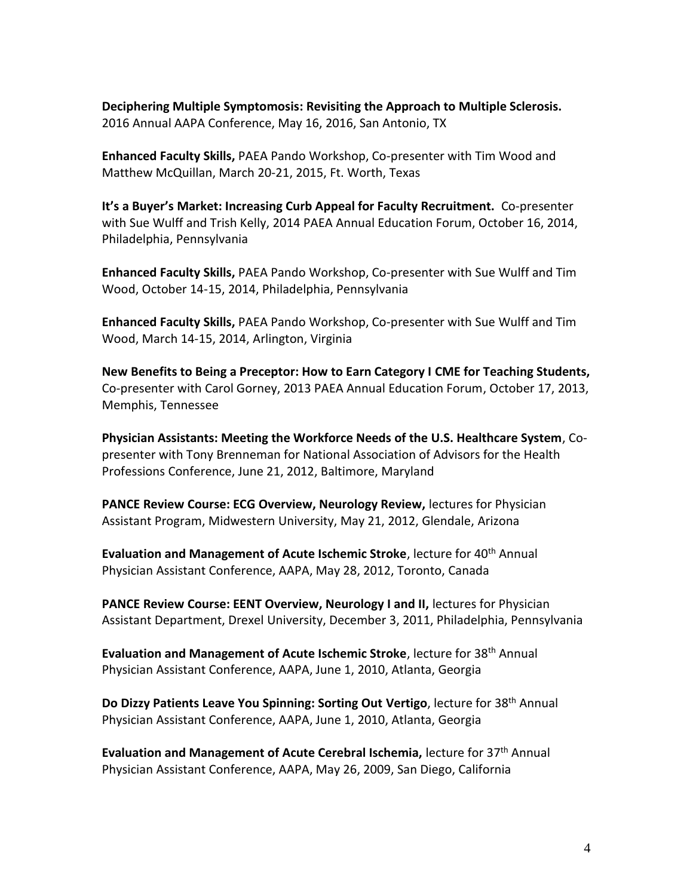**Deciphering Multiple Symptomosis: Revisiting the Approach to Multiple Sclerosis.** 2016 Annual AAPA Conference, May 16, 2016, San Antonio, TX

**Enhanced Faculty Skills,** PAEA Pando Workshop, Co-presenter with Tim Wood and Matthew McQuillan, March 20-21, 2015, Ft. Worth, Texas

**It's a Buyer's Market: Increasing Curb Appeal for Faculty Recruitment.** Co-presenter with Sue Wulff and Trish Kelly, 2014 PAEA Annual Education Forum, October 16, 2014, Philadelphia, Pennsylvania

**Enhanced Faculty Skills,** PAEA Pando Workshop, Co-presenter with Sue Wulff and Tim Wood, October 14-15, 2014, Philadelphia, Pennsylvania

**Enhanced Faculty Skills,** PAEA Pando Workshop, Co-presenter with Sue Wulff and Tim Wood, March 14-15, 2014, Arlington, Virginia

**New Benefits to Being a Preceptor: How to Earn Category I CME for Teaching Students,** Co-presenter with Carol Gorney, 2013 PAEA Annual Education Forum, October 17, 2013, Memphis, Tennessee

**Physician Assistants: Meeting the Workforce Needs of the U.S. Healthcare System**, Co-presenter with Tony Brenneman for National Association of Advisors for the Health Professions Conference, June 21, 2012, Baltimore, Maryland

**PANCE Review Course: ECG Overview, Neurology Review,** lectures for Physician Assistant Program, Midwestern University, May 21, 2012, Glendale, Arizona

**Evaluation and Management of Acute Ischemic Stroke**, lecture for 40th Annual Physician Assistant Conference, AAPA, May 28, 2012, Toronto, Canada

**PANCE Review Course: EENT Overview, Neurology I and II,** lectures for Physician Assistant Department, Drexel University, December 3, 2011, Philadelphia, Pennsylvania

**Evaluation and Management of Acute Ischemic Stroke**, lecture for 38th Annual Physician Assistant Conference, AAPA, June 1, 2010, Atlanta, Georgia

**Do Dizzy Patients Leave You Spinning: Sorting Out Vertigo**, lecture for 38th Annual Physician Assistant Conference, AAPA, June 1, 2010, Atlanta, Georgia

**Evaluation and Management of Acute Cerebral Ischemia,** lecture for 37th Annual Physician Assistant Conference, AAPA, May 26, 2009, San Diego, California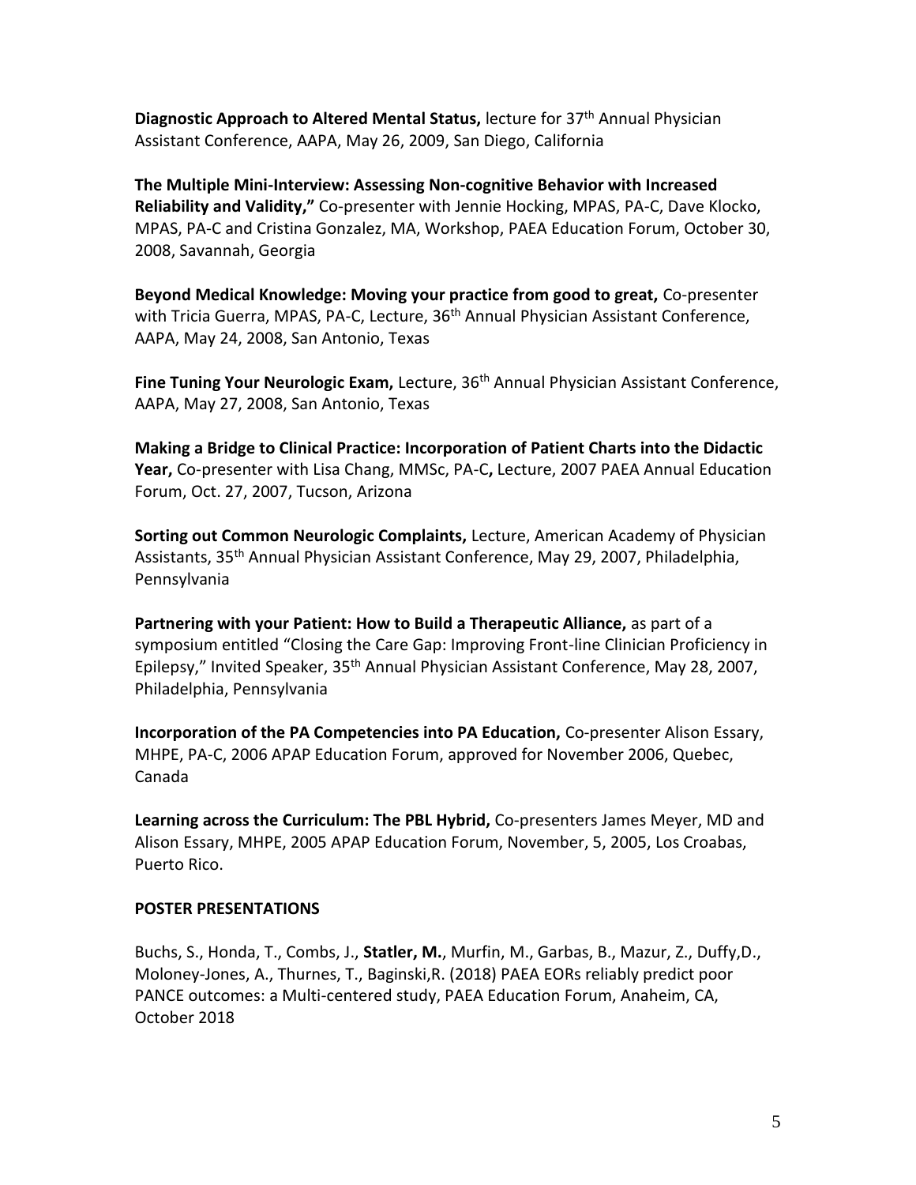**Diagnostic Approach to Altered Mental Status,** lecture for 37th Annual Physician Assistant Conference, AAPA, May 26, 2009, San Diego, California

**The Multiple Mini-Interview: Assessing Non-cognitive Behavior with Increased Reliability and Validity,"** Co-presenter with Jennie Hocking, MPAS, PA-C, Dave Klocko, MPAS, PA-C and Cristina Gonzalez, MA, Workshop, PAEA Education Forum, October 30, 2008, Savannah, Georgia

**Beyond Medical Knowledge: Moving your practice from good to great,** Co-presenter with Tricia Guerra, MPAS, PA-C, Lecture, 36th Annual Physician Assistant Conference, AAPA, May 24, 2008, San Antonio, Texas

**Fine Tuning Your Neurologic Exam,** Lecture, 36th Annual Physician Assistant Conference, AAPA, May 27, 2008, San Antonio, Texas

**Making a Bridge to Clinical Practice: Incorporation of Patient Charts into the Didactic Year,** Co-presenter with Lisa Chang, MMSc, PA-C**,** Lecture, 2007 PAEA Annual Education Forum, Oct. 27, 2007, Tucson, Arizona

**Sorting out Common Neurologic Complaints,** Lecture, American Academy of Physician Assistants, 35th Annual Physician Assistant Conference, May 29, 2007, Philadelphia, Pennsylvania

**Partnering with your Patient: How to Build a Therapeutic Alliance,** as part of a symposium entitled "Closing the Care Gap: Improving Front-line Clinician Proficiency in Epilepsy," Invited Speaker, 35th Annual Physician Assistant Conference, May 28, 2007, Philadelphia, Pennsylvania

**Incorporation of the PA Competencies into PA Education,** Co-presenter Alison Essary, MHPE, PA-C, 2006 APAP Education Forum, approved for November 2006, Quebec, Canada

**Learning across the Curriculum: The PBL Hybrid,** Co-presenters James Meyer, MD and Alison Essary, MHPE, 2005 APAP Education Forum, November, 5, 2005, Los Croabas, Puerto Rico.

**POSTER PRESENTATIONS**

Buchs, S., Honda, T., Combs, J., **Statler, M.**, Murfin, M., Garbas, B., Mazur, Z., Duffy,D., Moloney-Jones, A., Thurnes, T., Baginski,R. (2018) PAEA EORs reliably predict poor PANCE outcomes: a Multi-centered study, PAEA Education Forum, Anaheim, CA, October 2018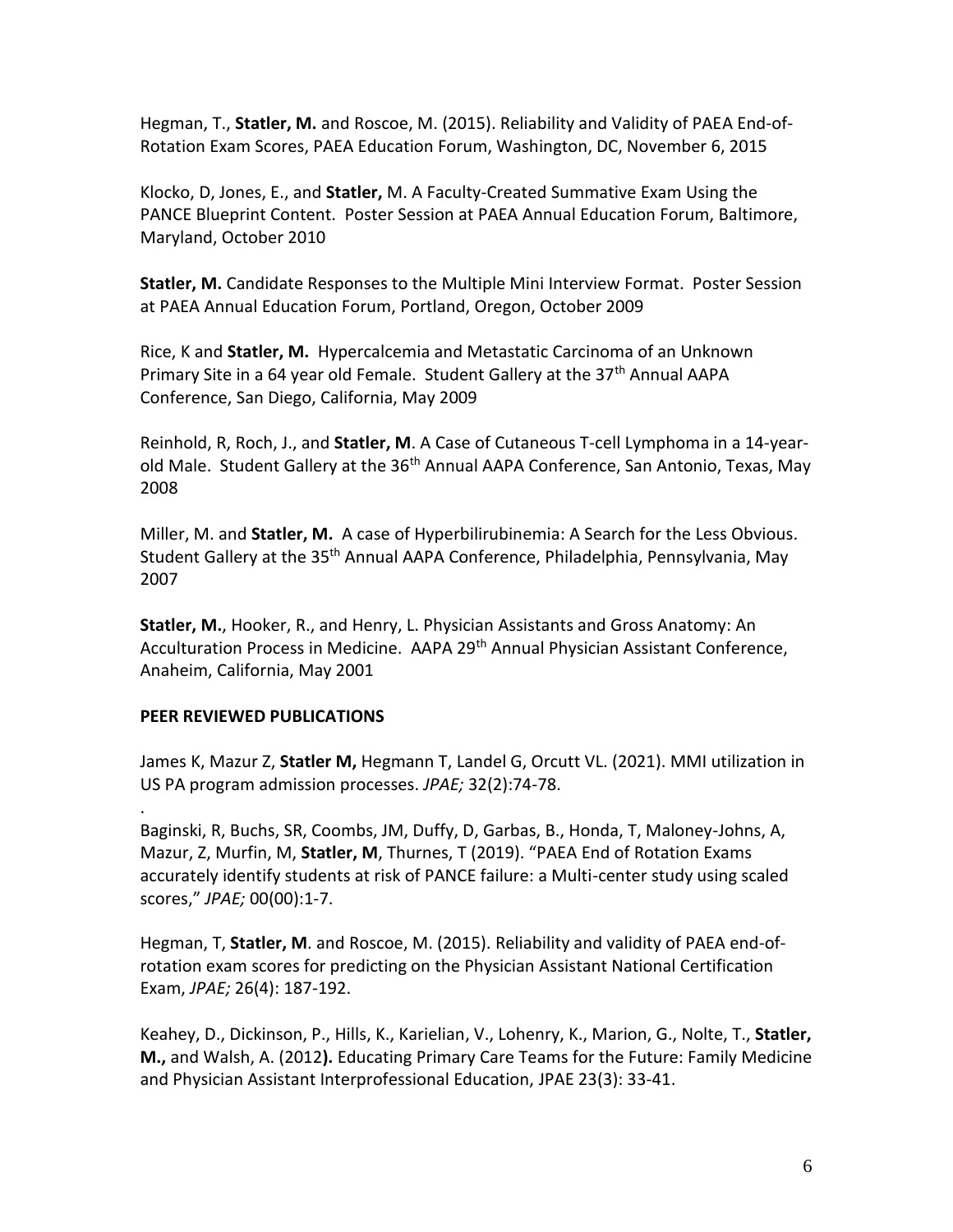Hegman, T., **Statler, M.** and Roscoe, M. (2015). Reliability and Validity of PAEA End-of-Rotation Exam Scores, PAEA Education Forum, Washington, DC, November 6, 2015

Klocko, D, Jones, E., and **Statler,** M. A Faculty-Created Summative Exam Using the PANCE Blueprint Content. Poster Session at PAEA Annual Education Forum, Baltimore, Maryland, October 2010

**Statler, M.** Candidate Responses to the Multiple Mini Interview Format. Poster Session at PAEA Annual Education Forum, Portland, Oregon, October 2009

Rice, K and **Statler, M.** Hypercalcemia and Metastatic Carcinoma of an Unknown Primary Site in a 64 year old Female. Student Gallery at the 37th Annual AAPA Conference, San Diego, California, May 2009

Reinhold, R, Roch, J., and **Statler, M**. A Case of Cutaneous T-cell Lymphoma in a 14-year-old Male. Student Gallery at the 36th Annual AAPA Conference, San Antonio, Texas, May 2008

Miller, M. and **Statler, M.** A case of Hyperbilirubinemia: A Search for the Less Obvious. Student Gallery at the 35th Annual AAPA Conference, Philadelphia, Pennsylvania, May 2007

**Statler, M.**, Hooker, R., and Henry, L. Physician Assistants and Gross Anatomy: An Acculturation Process in Medicine. AAPA 29th Annual Physician Assistant Conference, Anaheim, California, May 2001

**PEER REVIEWED PUBLICATIONS**

James K, Mazur Z, **Statler M,** Hegmann T, Landel G, Orcutt VL. (2021). MMI utilization in US PA program admission processes. *JPAE;* 32(2):74-78.

.

Baginski, R, Buchs, SR, Coombs, JM, Duffy, D, Garbas, B., Honda, T, Maloney-Johns, A, Mazur, Z, Murfin, M, **Statler, M**, Thurnes, T (2019). "PAEA End of Rotation Exams accurately identify students at risk of PANCE failure: a Multi-center study using scaled scores," *JPAE;* 00(00):1-7.

Hegman, T, **Statler, M**. and Roscoe, M. (2015). Reliability and validity of PAEA end-of-rotation exam scores for predicting on the Physician Assistant National Certification Exam, *JPAE;* 26(4): 187-192.

Keahey, D., Dickinson, P., Hills, K., Karielian, V., Lohenry, K., Marion, G., Nolte, T., **Statler, M.,** and Walsh, A. (2012**).** Educating Primary Care Teams for the Future: Family Medicine and Physician Assistant Interprofessional Education, JPAE 23(3): 33-41.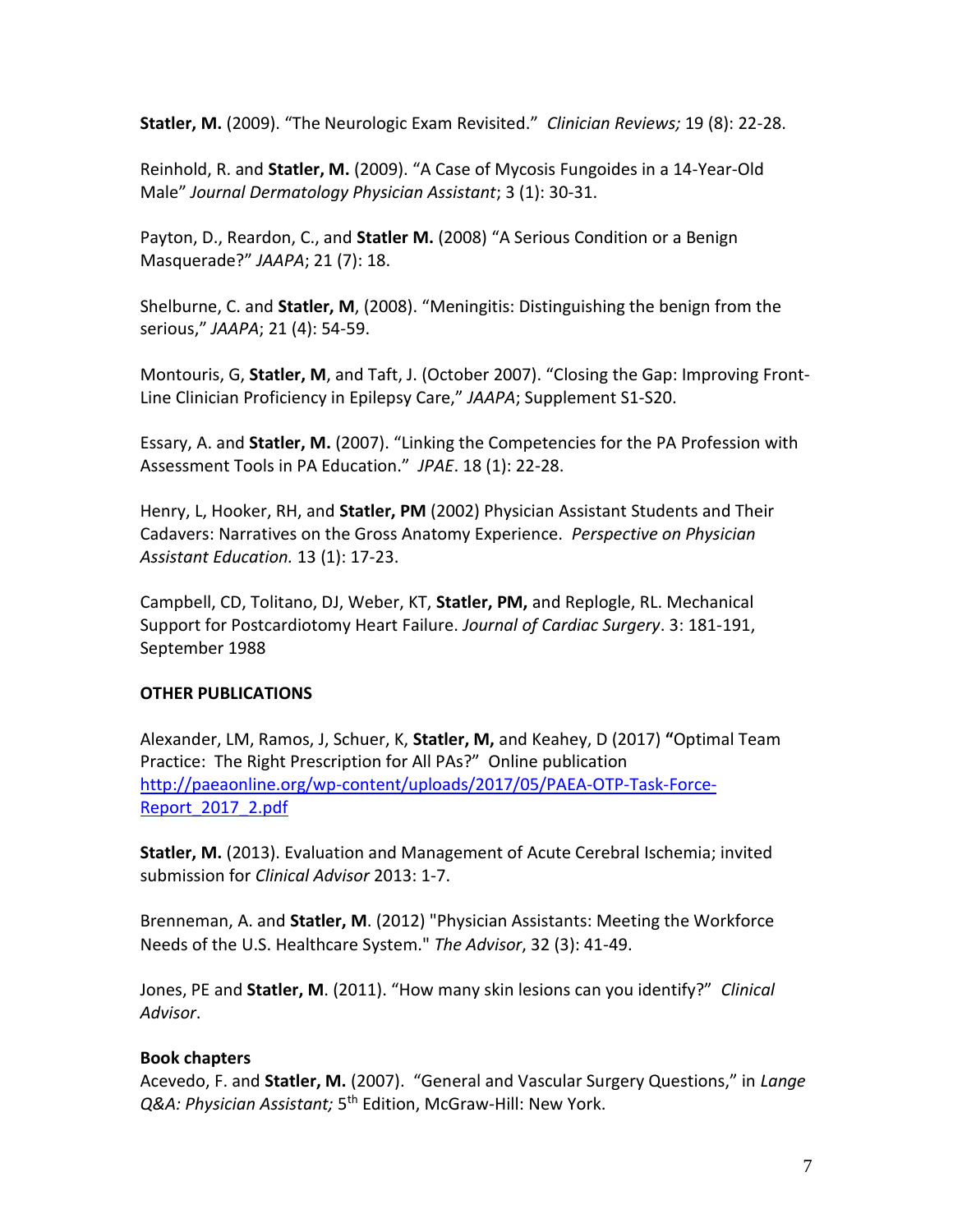**Statler, M.** (2009). “The Neurologic Exam Revisited.” *Clinician Reviews;* 19 (8): 22-28.

Reinhold, R. and **Statler, M.** (2009). “A Case of Mycosis Fungoides in a 14-Year-Old Male” *Journal Dermatology Physician Assistant*; 3 (1): 30-31.

Payton, D., Reardon, C., and **Statler M.** (2008) “A Serious Condition or a Benign Masquerade?” *JAAPA*; 21 (7): 18.

Shelburne, C. and **Statler, M**, (2008). “Meningitis: Distinguishing the benign from the serious,” *JAAPA*; 21 (4): 54-59.

Montouris, G, **Statler, M**, and Taft, J. (October 2007). “Closing the Gap: Improving Front-Line Clinician Proficiency in Epilepsy Care,” *JAAPA*; Supplement S1-S20.

Essary, A. and **Statler, M.** (2007). “Linking the Competencies for the PA Profession with Assessment Tools in PA Education.” *JPAE*. 18 (1): 22-28.

Henry, L, Hooker, RH, and **Statler, PM** (2002) Physician Assistant Students and Their Cadavers: Narratives on the Gross Anatomy Experience. *Perspective on Physician Assistant Education.* 13 (1): 17-23.

Campbell, CD, Tolitano, DJ, Weber, KT, **Statler, PM,** and Replogle, RL. Mechanical Support for Postcardiotomy Heart Failure. *Journal of Cardiac Surgery*. 3: 181-191, September 1988

**OTHER PUBLICATIONS**

Alexander, LM, Ramos, J, Schuer, K, **Statler, M,** and Keahey, D (2017) **“**Optimal Team Practice: The Right Prescription for All PAs?” Online publication [http://paeaonline.org/wp-content/uploads/2017/05/PAEA-OTP-Task-Force-Report_2017_2.pdf](http://paeaonline.org/wp-content/uploads/2017/05/PAEA-OTP-Task-Force-Report_2017_2.pdf)

**Statler, M.** (2013). Evaluation and Management of Acute Cerebral Ischemia; invited submission for *Clinical Advisor* 2013: 1-7.

Brenneman, A. and **Statler, M**. (2012) "Physician Assistants: Meeting the Workforce Needs of the U.S. Healthcare System." *The Advisor*, 32 (3): 41-49.

Jones, PE and **Statler, M**. (2011). “How many skin lesions can you identify?” *Clinical Advisor*.

**Book chapters**

Acevedo, F. and **Statler, M.** (2007). “General and Vascular Surgery Questions,” in *Lange Q&A: Physician Assistant;* 5th Edition, McGraw-Hill: New York.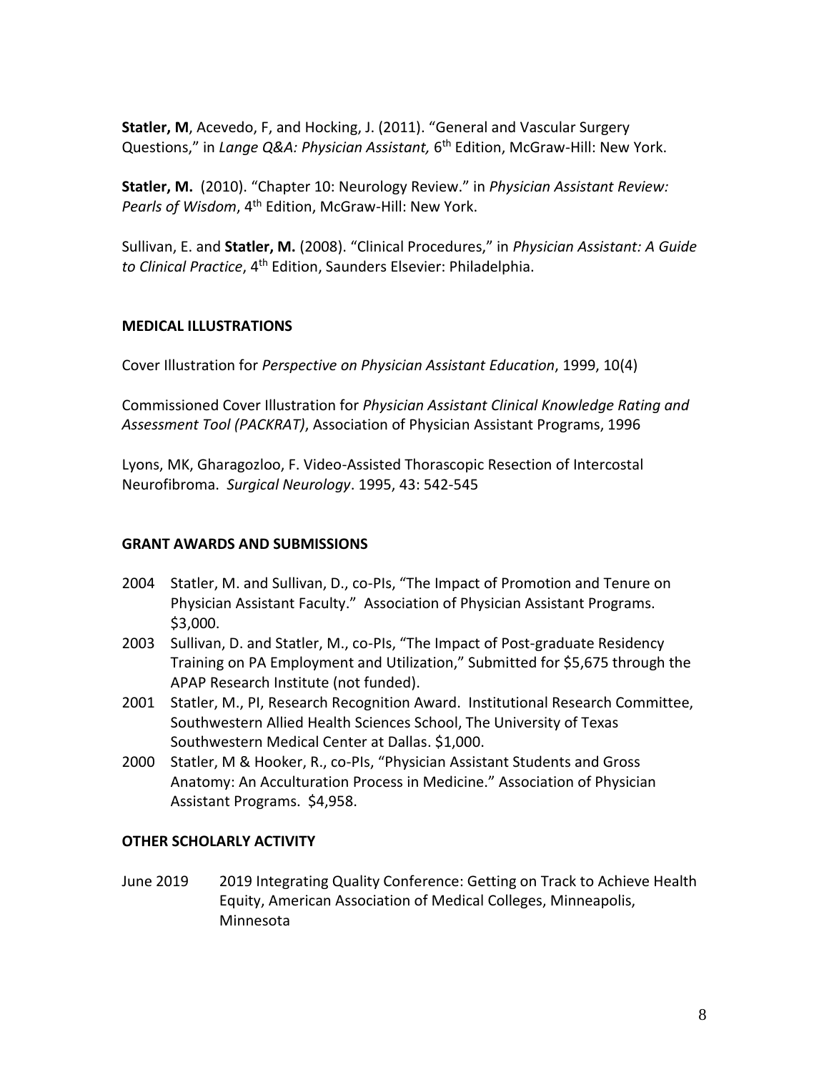**Statler, M**, Acevedo, F, and Hocking, J. (2011). "General and Vascular Surgery Questions," in *Lange Q&A: Physician Assistant,* 6th Edition, McGraw-Hill: New York.

**Statler, M.** (2010). "Chapter 10: Neurology Review." in *Physician Assistant Review: Pearls of Wisdom*, 4th Edition, McGraw-Hill: New York.

Sullivan, E. and **Statler, M.** (2008). "Clinical Procedures," in *Physician Assistant: A Guide to Clinical Practice*, 4th Edition, Saunders Elsevier: Philadelphia.

## MEDICAL ILLUSTRATIONS

Cover Illustration for *Perspective on Physician Assistant Education*, 1999, 10(4)

Commissioned Cover Illustration for *Physician Assistant Clinical Knowledge Rating and Assessment Tool (PACKRAT)*, Association of Physician Assistant Programs, 1996

Lyons, MK, Gharagozloo, F. Video-Assisted Thoracoscopic Resection of Intercostal Neurofibroma. *Surgical Neurology*. 1995, 43: 542-545

## GRANT AWARDS AND SUBMISSIONS

- 2004 Statler, M. and Sullivan, D., co-PIs, "The Impact of Promotion and Tenure on Physician Assistant Faculty." Association of Physician Assistant Programs. $3,000.
- 2003 Sullivan, D. and Statler, M., co-PIs, "The Impact of Post-graduate Residency Training on PA Employment and Utilization," Submitted for $5,675 through the APAP Research Institute (not funded).
- 2001 Statler, M., PI, Research Recognition Award. Institutional Research Committee, Southwestern Allied Health Sciences School, The University of Texas Southwestern Medical Center at Dallas. $1,000.
- 2000 Statler, M & Hooker, R., co-PIs, "Physician Assistant Students and Gross Anatomy: An Acculturation Process in Medicine." Association of Physician Assistant Programs. $4,958.

## OTHER SCHOLARLY ACTIVITY

June 2019 2019 Integrating Quality Conference: Getting on Track to Achieve Health Equity, American Association of Medical Colleges, Minneapolis, Minnesota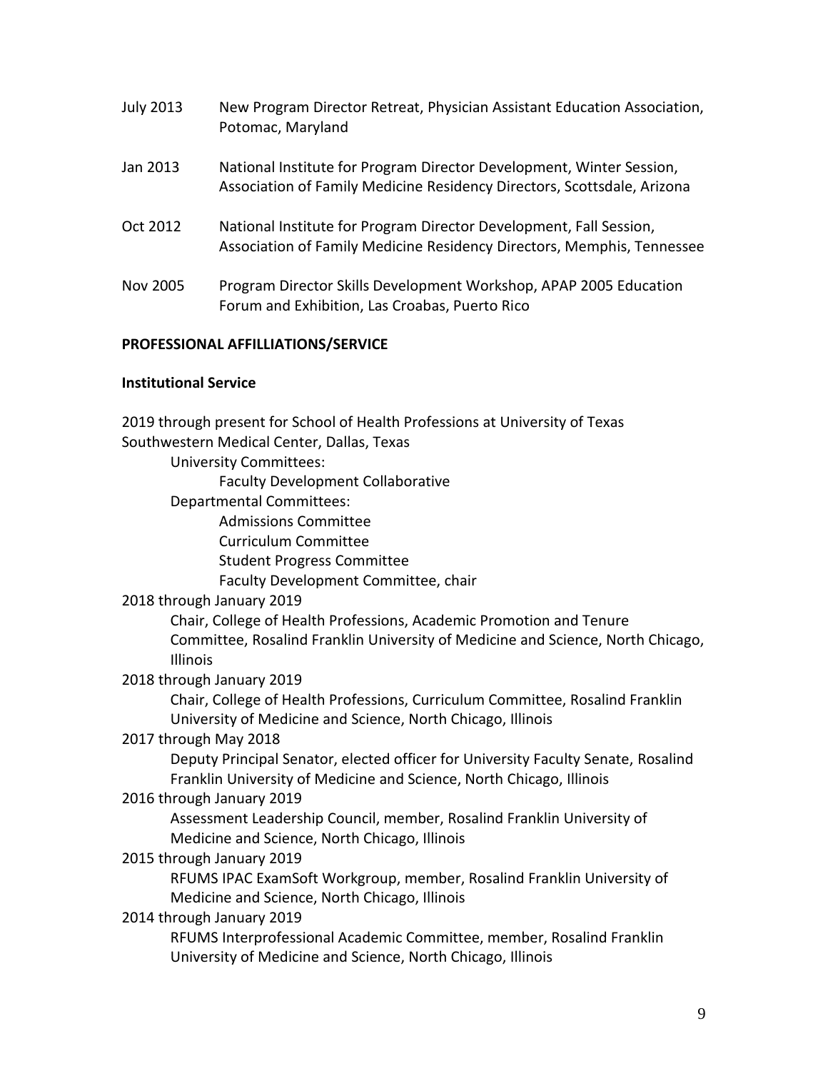July 2013 New Program Director Retreat, Physician Assistant Education Association, Potomac, Maryland

Jan 2013 National Institute for Program Director Development, Winter Session, Association of Family Medicine Residency Directors, Scottsdale, Arizona

Oct 2012 National Institute for Program Director Development, Fall Session, Association of Family Medicine Residency Directors, Memphis, Tennessee

Nov 2005 Program Director Skills Development Workshop, APAP 2005 Education Forum and Exhibition, Las Croabas, Puerto Rico

**PROFESSIONAL AFFILLIATIONS/SERVICE**

**Institutional Service**

2019 through present for School of Health Professions at University of Texas Southwestern Medical Center, Dallas, Texas

- University Committees:
  - Faculty Development Collaborative
- Departmental Committees:
  - Admissions Committee
  - Curriculum Committee
  - Student Progress Committee
  - Faculty Development Committee, chair

2018 through January 2019
Chair, College of Health Professions, Academic Promotion and Tenure Committee, Rosalind Franklin University of Medicine and Science, North Chicago, Illinois

2018 through January 2019
Chair, College of Health Professions, Curriculum Committee, Rosalind Franklin University of Medicine and Science, North Chicago, Illinois

2017 through May 2018
Deputy Principal Senator, elected officer for University Faculty Senate, Rosalind Franklin University of Medicine and Science, North Chicago, Illinois

2016 through January 2019
Assessment Leadership Council, member, Rosalind Franklin University of Medicine and Science, North Chicago, Illinois

2015 through January 2019
RFUMS IPAC ExamSoft Workgroup, member, Rosalind Franklin University of Medicine and Science, North Chicago, Illinois

2014 through January 2019
RFUMS Interprofessional Academic Committee, member, Rosalind Franklin University of Medicine and Science, North Chicago, Illinois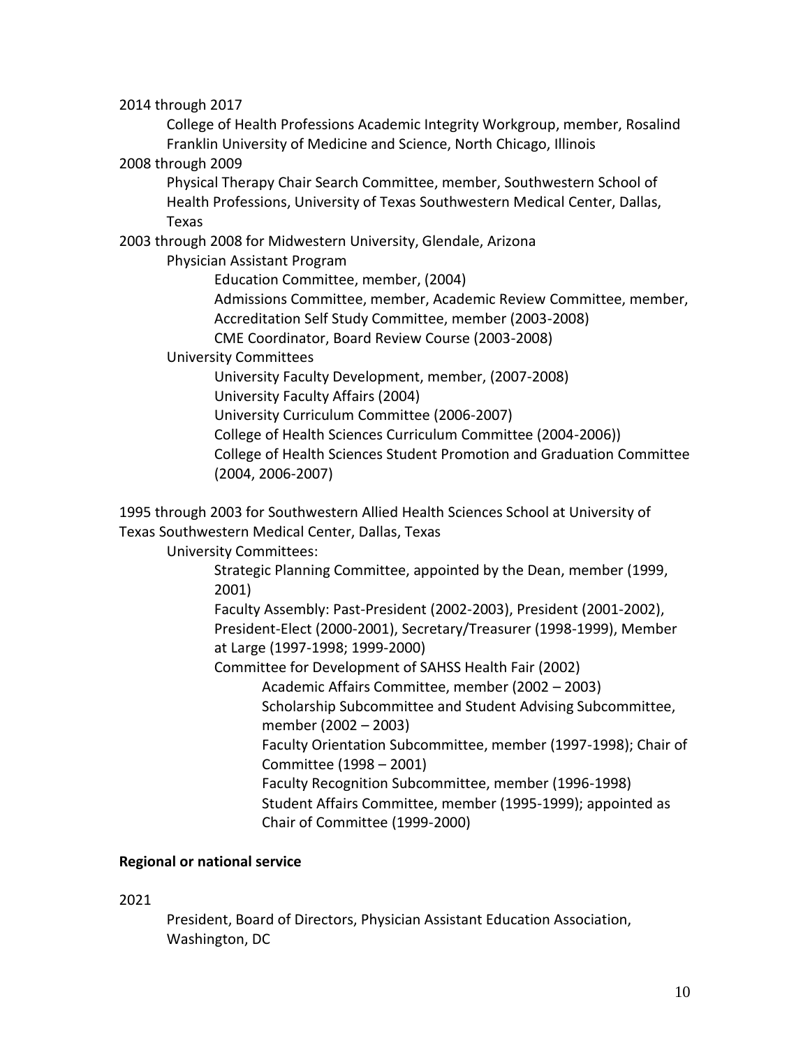2014 through 2017

College of Health Professions Academic Integrity Workgroup, member, Rosalind Franklin University of Medicine and Science, North Chicago, Illinois

2008 through 2009

Physical Therapy Chair Search Committee, member, Southwestern School of Health Professions, University of Texas Southwestern Medical Center, Dallas, Texas

2003 through 2008 for Midwestern University, Glendale, Arizona

- Physician Assistant Program
  - Education Committee, member, (2004)
  - Admissions Committee, member, Academic Review Committee, member, Accreditation Self Study Committee, member (2003-2008)
  - CME Coordinator, Board Review Course (2003-2008)
- University Committees
  - University Faculty Development, member, (2007-2008)
  - University Faculty Affairs (2004)
  - University Curriculum Committee (2006-2007)
  - College of Health Sciences Curriculum Committee (2004-2006))
  - College of Health Sciences Student Promotion and Graduation Committee (2004, 2006-2007)

1995 through 2003 for Southwestern Allied Health Sciences School at University of Texas Southwestern Medical Center, Dallas, Texas

- University Committees:
  - Strategic Planning Committee, appointed by the Dean, member (1999, 2001)
  - Faculty Assembly: Past-President (2002-2003), President (2001-2002), President-Elect (2000-2001), Secretary/Treasurer (1998-1999), Member at Large (1997-1998; 1999-2000)
  - Committee for Development of SAHSS Health Fair (2002)
    - Academic Affairs Committee, member (2002 – 2003)
    - Scholarship Subcommittee and Student Advising Subcommittee, member (2002 – 2003)
    - Faculty Orientation Subcommittee, member (1997-1998); Chair of Committee (1998 – 2001)
    - Faculty Recognition Subcommittee, member (1996-1998)
    - Student Affairs Committee, member (1995-1999); appointed as Chair of Committee (1999-2000)

**Regional or national service**

2021

President, Board of Directors, Physician Assistant Education Association, Washington, DC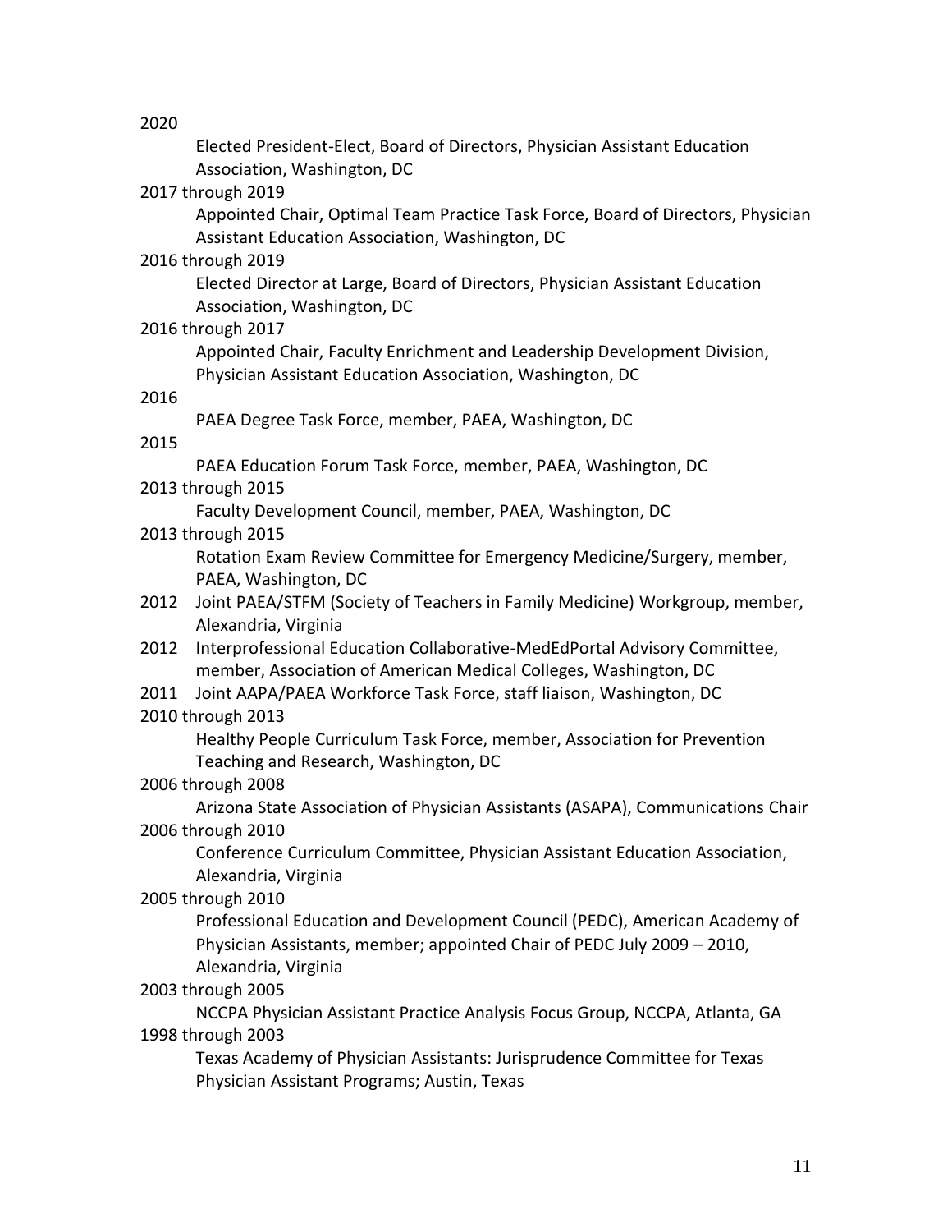2020

Elected President-Elect, Board of Directors, Physician Assistant Education Association, Washington, DC

2017 through 2019

Appointed Chair, Optimal Team Practice Task Force, Board of Directors, Physician Assistant Education Association, Washington, DC

2016 through 2019

Elected Director at Large, Board of Directors, Physician Assistant Education Association, Washington, DC

2016 through 2017

Appointed Chair, Faculty Enrichment and Leadership Development Division, Physician Assistant Education Association, Washington, DC

2016

PAEA Degree Task Force, member, PAEA, Washington, DC

2015

PAEA Education Forum Task Force, member, PAEA, Washington, DC

2013 through 2015

Faculty Development Council, member, PAEA, Washington, DC

2013 through 2015

Rotation Exam Review Committee for Emergency Medicine/Surgery, member, PAEA, Washington, DC

2012 Joint PAEA/STFM (Society of Teachers in Family Medicine) Workgroup, member, Alexandria, Virginia

2012 Interprofessional Education Collaborative-MedEdPortal Advisory Committee, member, Association of American Medical Colleges, Washington, DC

2011 Joint AAPA/PAEA Workforce Task Force, staff liaison, Washington, DC

2010 through 2013

Healthy People Curriculum Task Force, member, Association for Prevention Teaching and Research, Washington, DC

2006 through 2008

Arizona State Association of Physician Assistants (ASAPA), Communications Chair

2006 through 2010

Conference Curriculum Committee, Physician Assistant Education Association, Alexandria, Virginia

2005 through 2010

Professional Education and Development Council (PEDC), American Academy of Physician Assistants, member; appointed Chair of PEDC July 2009 – 2010, Alexandria, Virginia

2003 through 2005

NCCPA Physician Assistant Practice Analysis Focus Group, NCCPA, Atlanta, GA

1998 through 2003

Texas Academy of Physician Assistants: Jurisprudence Committee for Texas Physician Assistant Programs; Austin, Texas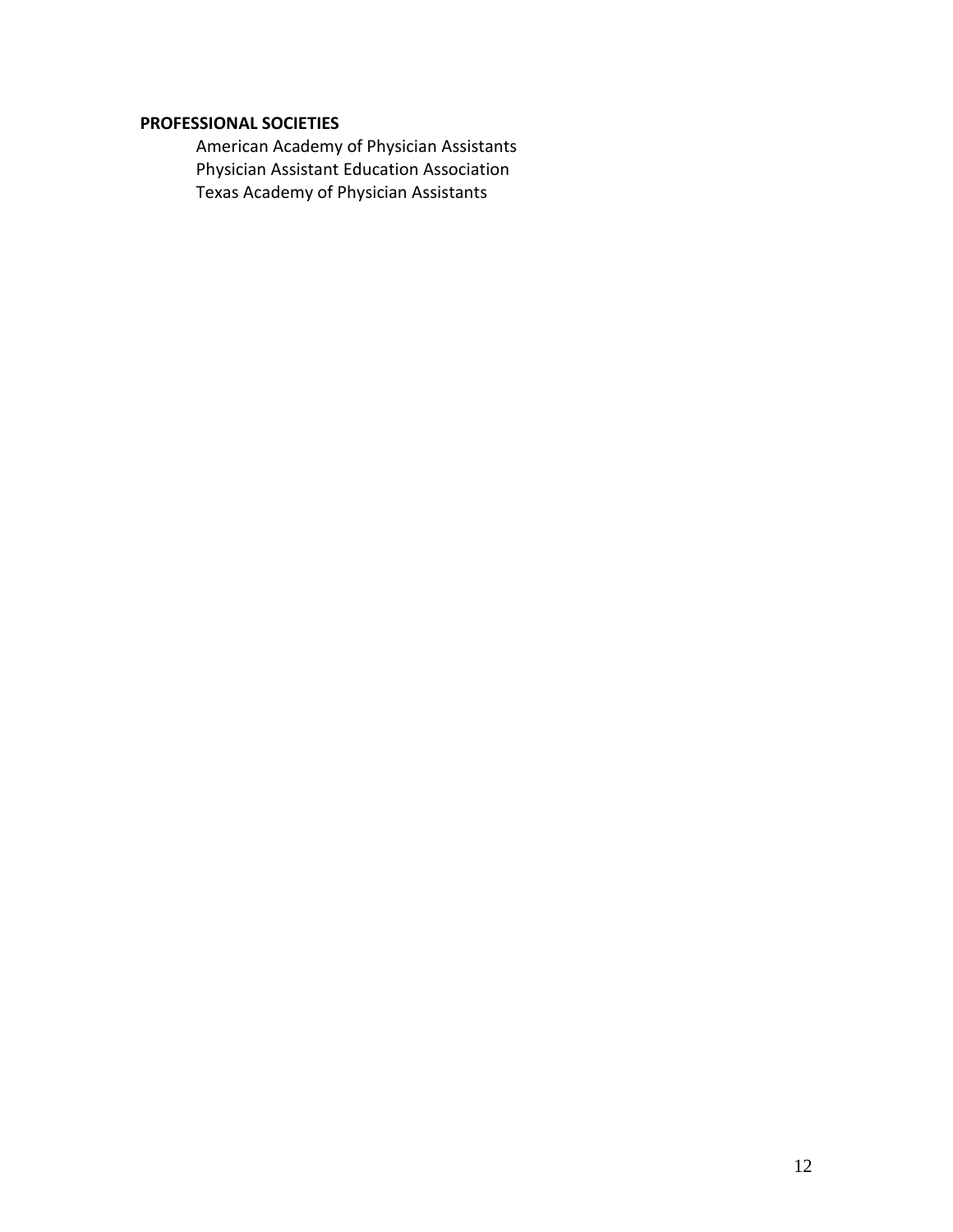**PROFESSIONAL SOCIETIES**

American Academy of Physician Assistants
Physician Assistant Education Association
Texas Academy of Physician Assistants